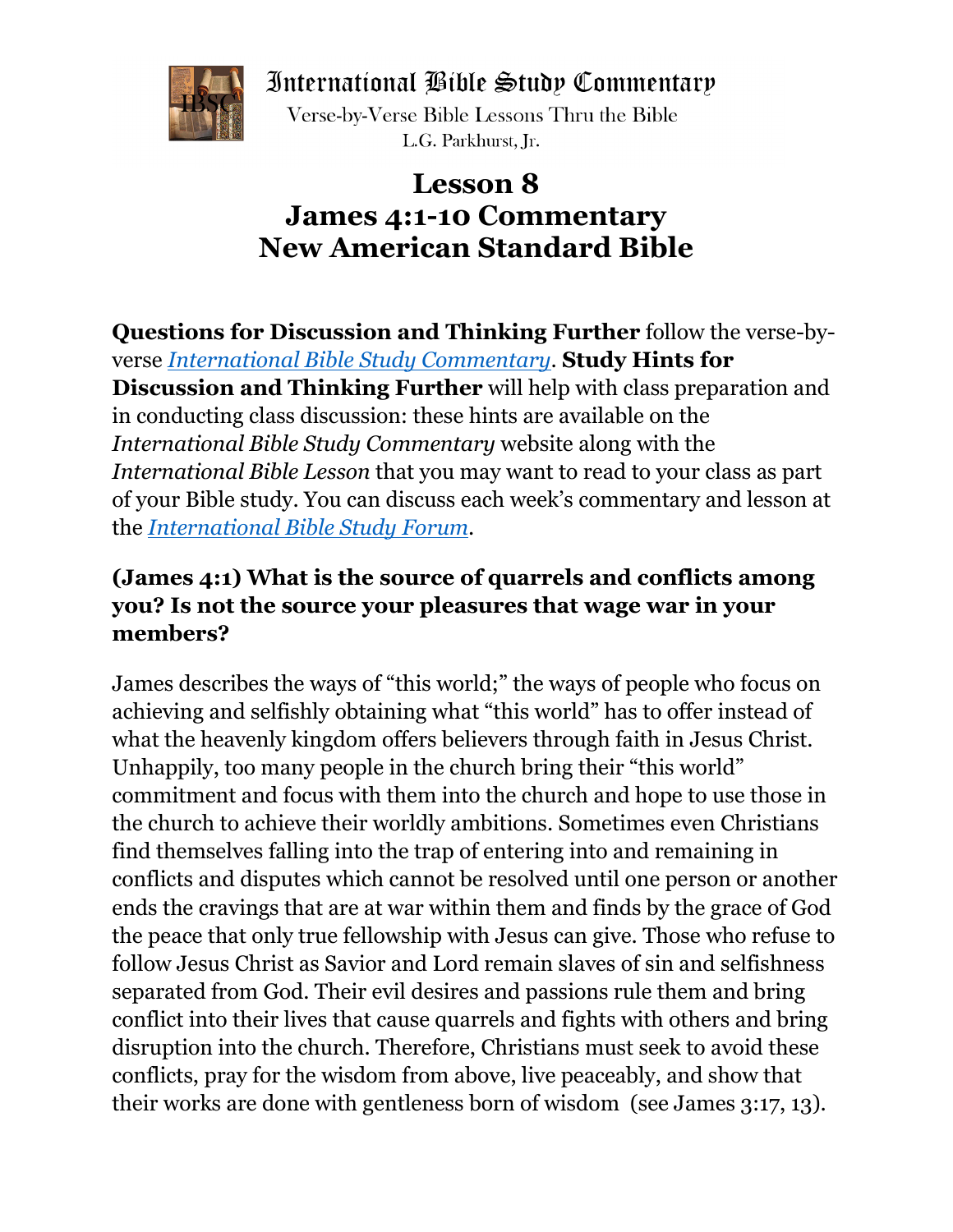International Bible Study Commentary

Verse-by-Verse Bible Lessons Thru the Bible

L.G. Parkhurst, Jr.

# Lesson 8
# James 4:1-10 Commentary
# New American Standard Bible

**Questions for Discussion and Thinking Further** follow the verse-by-verse *International Bible Study Commentary*. **Study Hints for Discussion and Thinking Further** will help with class preparation and in conducting class discussion: these hints are available on the *International Bible Study Commentary* website along with the *International Bible Lesson* that you may want to read to your class as part of your Bible study. You can discuss each week's commentary and lesson at the *International Bible Study Forum*.

**(James 4:1) What is the source of quarrels and conflicts among you? Is not the source your pleasures that wage war in your members?**

James describes the ways of "this world;" the ways of people who focus on achieving and selfishly obtaining what "this world" has to offer instead of what the heavenly kingdom offers believers through faith in Jesus Christ. Unhappily, too many people in the church bring their "this world" commitment and focus with them into the church and hope to use those in the church to achieve their worldly ambitions. Sometimes even Christians find themselves falling into the trap of entering into and remaining in conflicts and disputes which cannot be resolved until one person or another ends the cravings that are at war within them and finds by the grace of God the peace that only true fellowship with Jesus can give. Those who refuse to follow Jesus Christ as Savior and Lord remain slaves of sin and selfishness separated from God. Their evil desires and passions rule them and bring conflict into their lives that cause quarrels and fights with others and bring disruption into the church. Therefore, Christians must seek to avoid these conflicts, pray for the wisdom from above, live peaceably, and show that their works are done with gentleness born of wisdom (see James 3:17, 13).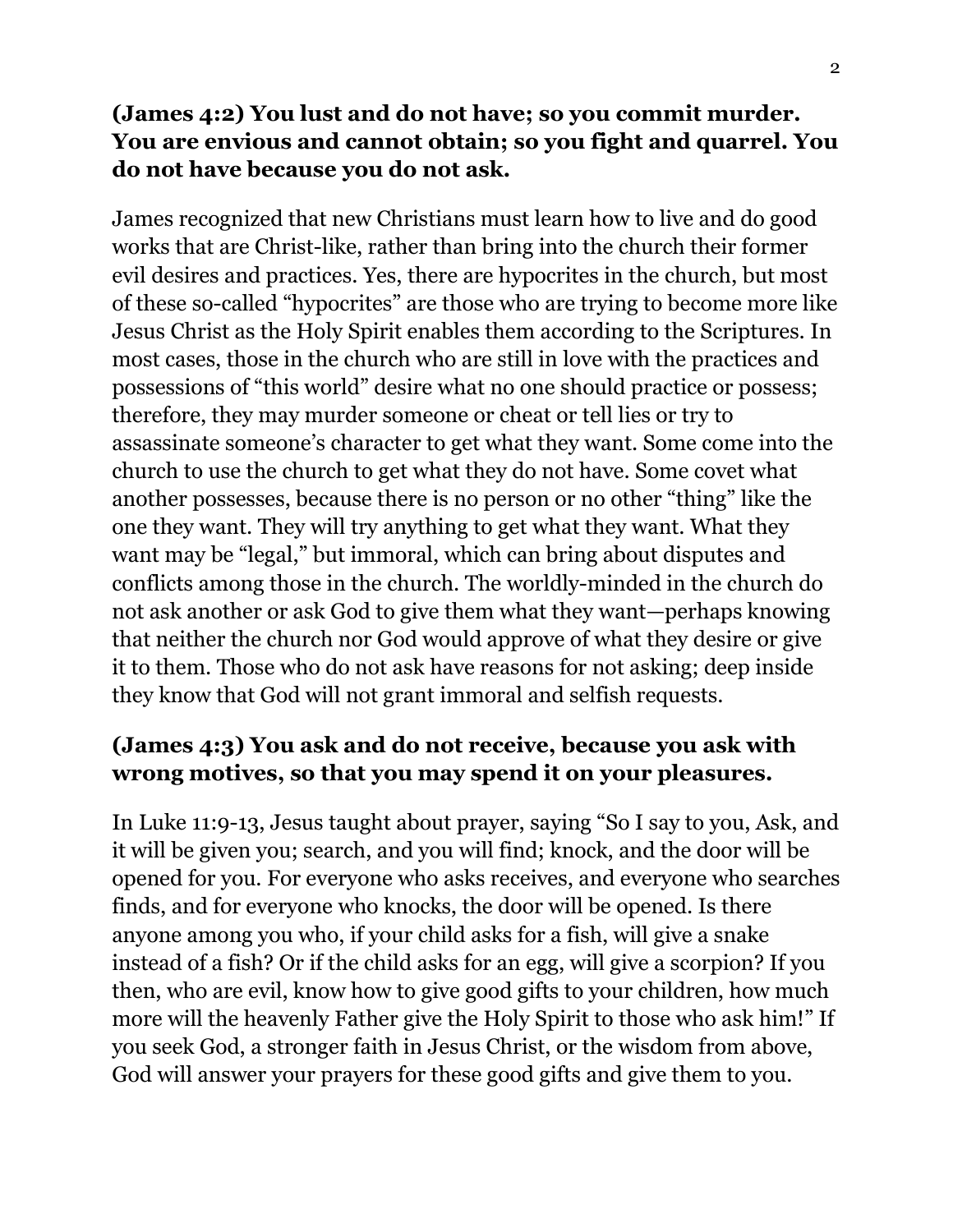**(James 4:2) You lust and do not have; so you commit murder. You are envious and cannot obtain; so you fight and quarrel. You do not have because you do not ask.**

James recognized that new Christians must learn how to live and do good works that are Christ-like, rather than bring into the church their former evil desires and practices. Yes, there are hypocrites in the church, but most of these so-called "hypocrites" are those who are trying to become more like Jesus Christ as the Holy Spirit enables them according to the Scriptures. In most cases, those in the church who are still in love with the practices and possessions of "this world" desire what no one should practice or possess; therefore, they may murder someone or cheat or tell lies or try to assassinate someone's character to get what they want. Some come into the church to use the church to get what they do not have. Some covet what another possesses, because there is no person or no other "thing" like the one they want. They will try anything to get what they want. What they want may be "legal," but immoral, which can bring about disputes and conflicts among those in the church. The worldly-minded in the church do not ask another or ask God to give them what they want—perhaps knowing that neither the church nor God would approve of what they desire or give it to them. Those who do not ask have reasons for not asking; deep inside they know that God will not grant immoral and selfish requests.

**(James 4:3) You ask and do not receive, because you ask with wrong motives, so that you may spend it on your pleasures.**

In Luke 11:9-13, Jesus taught about prayer, saying "So I say to you, Ask, and it will be given you; search, and you will find; knock, and the door will be opened for you. For everyone who asks receives, and everyone who searches finds, and for everyone who knocks, the door will be opened. Is there anyone among you who, if your child asks for a fish, will give a snake instead of a fish? Or if the child asks for an egg, will give a scorpion? If you then, who are evil, know how to give good gifts to your children, how much more will the heavenly Father give the Holy Spirit to those who ask him!" If you seek God, a stronger faith in Jesus Christ, or the wisdom from above, God will answer your prayers for these good gifts and give them to you.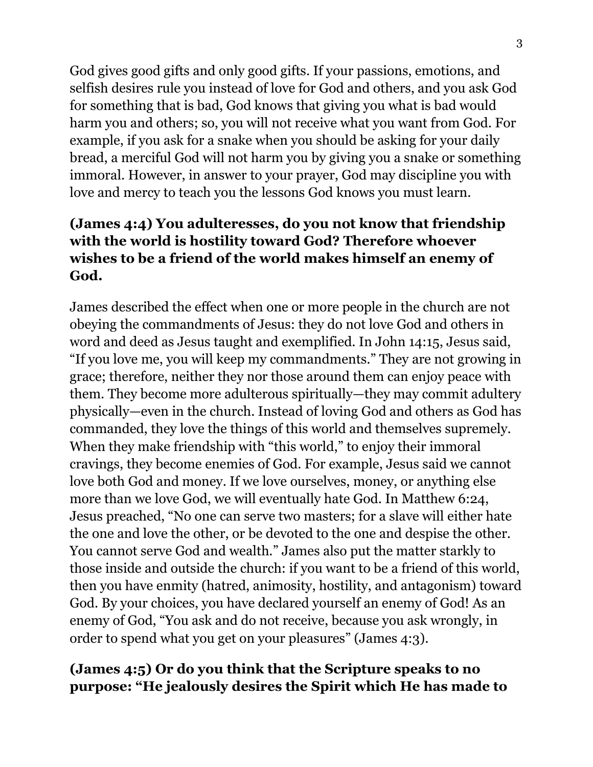God gives good gifts and only good gifts. If your passions, emotions, and selfish desires rule you instead of love for God and others, and you ask God for something that is bad, God knows that giving you what is bad would harm you and others; so, you will not receive what you want from God. For example, if you ask for a snake when you should be asking for your daily bread, a merciful God will not harm you by giving you a snake or something immoral. However, in answer to your prayer, God may discipline you with love and mercy to teach you the lessons God knows you must learn.

**(James 4:4) You adulteresses, do you not know that friendship with the world is hostility toward God? Therefore whoever wishes to be a friend of the world makes himself an enemy of God.**

James described the effect when one or more people in the church are not obeying the commandments of Jesus: they do not love God and others in word and deed as Jesus taught and exemplified. In John 14:15, Jesus said, "If you love me, you will keep my commandments." They are not growing in grace; therefore, neither they nor those around them can enjoy peace with them. They become more adulterous spiritually—they may commit adultery physically—even in the church. Instead of loving God and others as God has commanded, they love the things of this world and themselves supremely. When they make friendship with "this world," to enjoy their immoral cravings, they become enemies of God. For example, Jesus said we cannot love both God and money. If we love ourselves, money, or anything else more than we love God, we will eventually hate God. In Matthew 6:24, Jesus preached, "No one can serve two masters; for a slave will either hate the one and love the other, or be devoted to the one and despise the other. You cannot serve God and wealth." James also put the matter starkly to those inside and outside the church: if you want to be a friend of this world, then you have enmity (hatred, animosity, hostility, and antagonism) toward God. By your choices, you have declared yourself an enemy of God! As an enemy of God, "You ask and do not receive, because you ask wrongly, in order to spend what you get on your pleasures" (James 4:3).

**(James 4:5) Or do you think that the Scripture speaks to no purpose: "He jealously desires the Spirit which He has made to**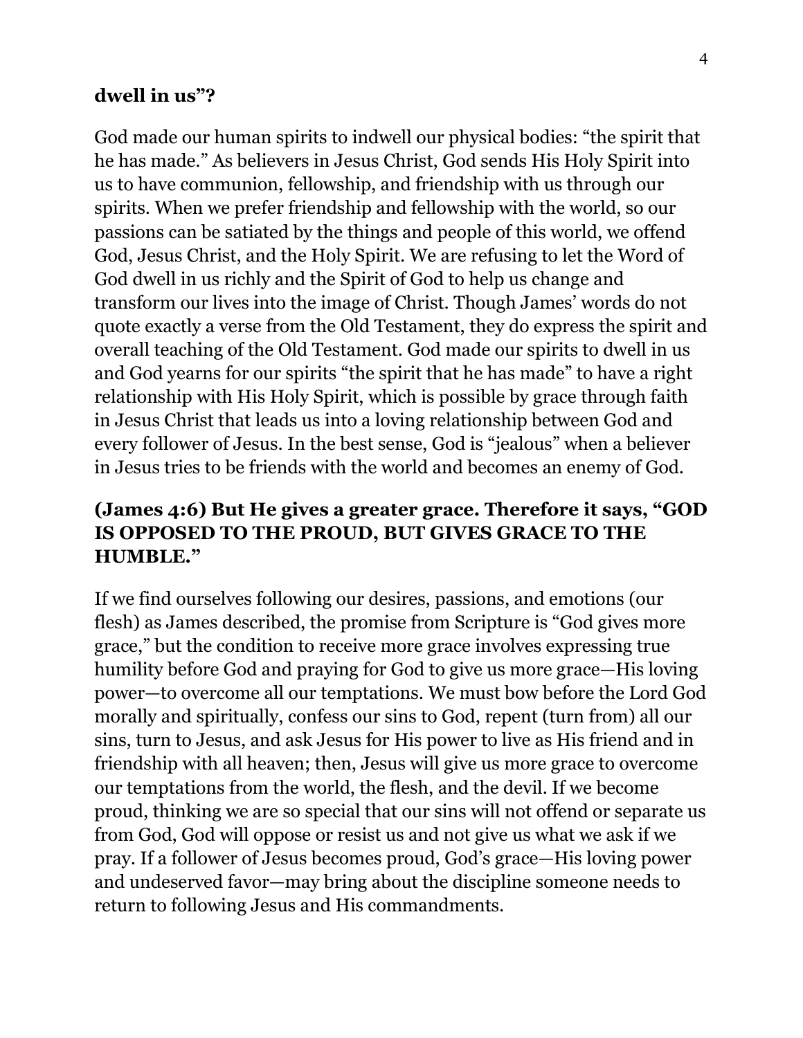**dwell in us"?**

God made our human spirits to indwell our physical bodies: "the spirit that he has made." As believers in Jesus Christ, God sends His Holy Spirit into us to have communion, fellowship, and friendship with us through our spirits. When we prefer friendship and fellowship with the world, so our passions can be satiated by the things and people of this world, we offend God, Jesus Christ, and the Holy Spirit. We are refusing to let the Word of God dwell in us richly and the Spirit of God to help us change and transform our lives into the image of Christ. Though James' words do not quote exactly a verse from the Old Testament, they do express the spirit and overall teaching of the Old Testament. God made our spirits to dwell in us and God yearns for our spirits "the spirit that he has made" to have a right relationship with His Holy Spirit, which is possible by grace through faith in Jesus Christ that leads us into a loving relationship between God and every follower of Jesus. In the best sense, God is "jealous" when a believer in Jesus tries to be friends with the world and becomes an enemy of God.

### (James 4:6) But He gives a greater grace. Therefore it says, "GOD IS OPPOSED TO THE PROUD, BUT GIVES GRACE TO THE HUMBLE."

If we find ourselves following our desires, passions, and emotions (our flesh) as James described, the promise from Scripture is "God gives more grace," but the condition to receive more grace involves expressing true humility before God and praying for God to give us more grace—His loving power—to overcome all our temptations. We must bow before the Lord God morally and spiritually, confess our sins to God, repent (turn from) all our sins, turn to Jesus, and ask Jesus for His power to live as His friend and in friendship with all heaven; then, Jesus will give us more grace to overcome our temptations from the world, the flesh, and the devil. If we become proud, thinking we are so special that our sins will not offend or separate us from God, God will oppose or resist us and not give us what we ask if we pray. If a follower of Jesus becomes proud, God's grace—His loving power and undeserved favor—may bring about the discipline someone needs to return to following Jesus and His commandments.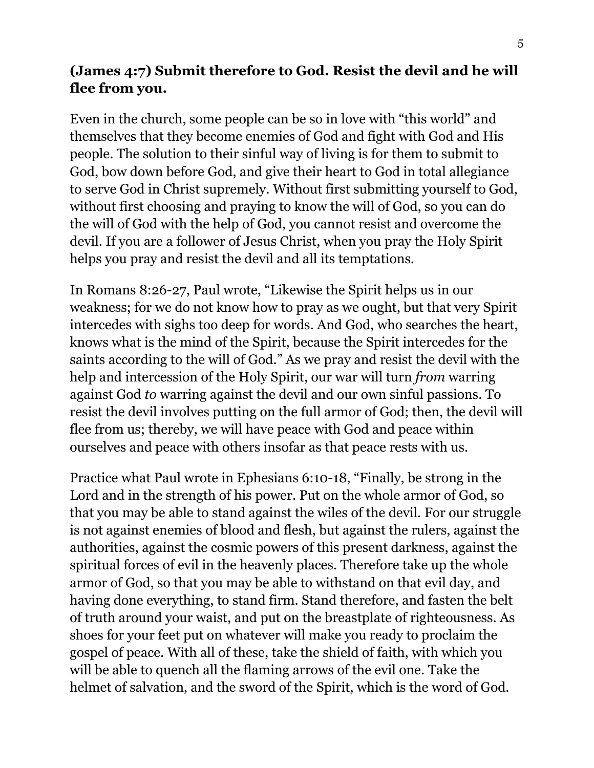**(James 4:7) Submit therefore to God. Resist the devil and he will flee from you.**

Even in the church, some people can be so in love with “this world” and themselves that they become enemies of God and fight with God and His people. The solution to their sinful way of living is for them to submit to God, bow down before God, and give their heart to God in total allegiance to serve God in Christ supremely. Without first submitting yourself to God, without first choosing and praying to know the will of God, so you can do the will of God with the help of God, you cannot resist and overcome the devil. If you are a follower of Jesus Christ, when you pray the Holy Spirit helps you pray and resist the devil and all its temptations.

In Romans 8:26-27, Paul wrote, “Likewise the Spirit helps us in our weakness; for we do not know how to pray as we ought, but that very Spirit intercedes with sighs too deep for words. And God, who searches the heart, knows what is the mind of the Spirit, because the Spirit intercedes for the saints according to the will of God.” As we pray and resist the devil with the help and intercession of the Holy Spirit, our war will turn *from* warring against God *to* warring against the devil and our own sinful passions. To resist the devil involves putting on the full armor of God; then, the devil will flee from us; thereby, we will have peace with God and peace within ourselves and peace with others insofar as that peace rests with us.

Practice what Paul wrote in Ephesians 6:10-18, “Finally, be strong in the Lord and in the strength of his power. Put on the whole armor of God, so that you may be able to stand against the wiles of the devil. For our struggle is not against enemies of blood and flesh, but against the rulers, against the authorities, against the cosmic powers of this present darkness, against the spiritual forces of evil in the heavenly places. Therefore take up the whole armor of God, so that you may be able to withstand on that evil day, and having done everything, to stand firm. Stand therefore, and fasten the belt of truth around your waist, and put on the breastplate of righteousness. As shoes for your feet put on whatever will make you ready to proclaim the gospel of peace. With all of these, take the shield of faith, with which you will be able to quench all the flaming arrows of the evil one. Take the helmet of salvation, and the sword of the Spirit, which is the word of God.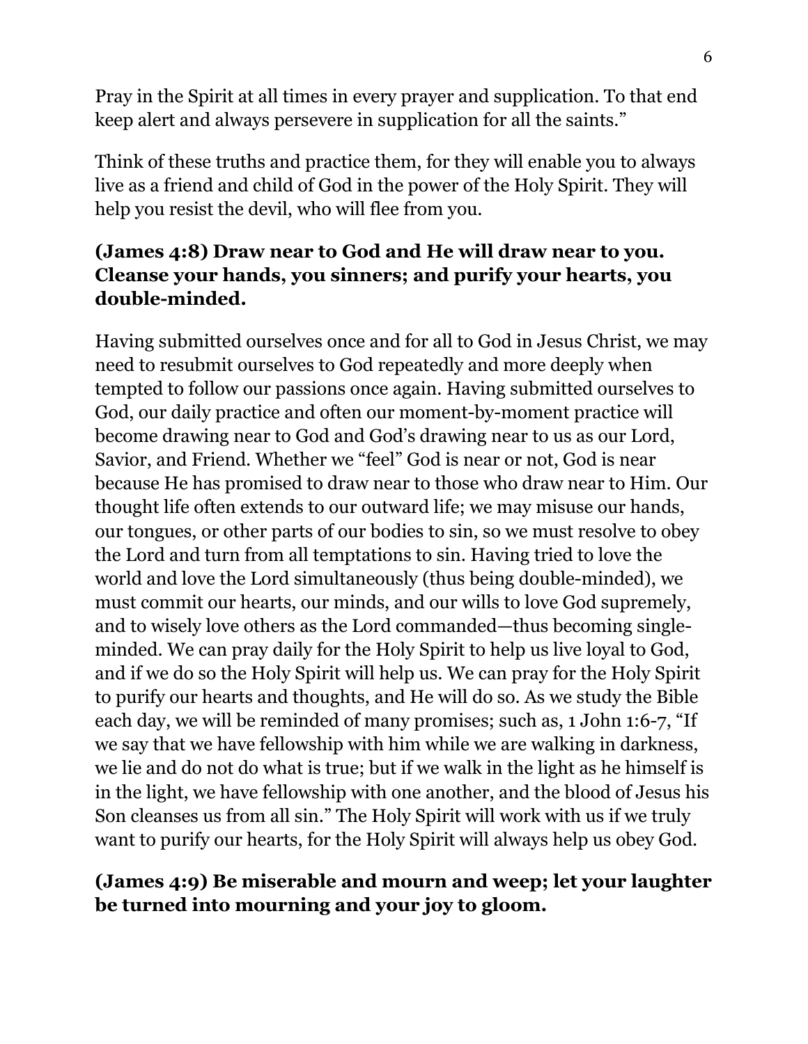Pray in the Spirit at all times in every prayer and supplication. To that end keep alert and always persevere in supplication for all the saints."

Think of these truths and practice them, for they will enable you to always live as a friend and child of God in the power of the Holy Spirit. They will help you resist the devil, who will flee from you.

**(James 4:8) Draw near to God and He will draw near to you. Cleanse your hands, you sinners; and purify your hearts, you double-minded.**

Having submitted ourselves once and for all to God in Jesus Christ, we may need to resubmit ourselves to God repeatedly and more deeply when tempted to follow our passions once again. Having submitted ourselves to God, our daily practice and often our moment-by-moment practice will become drawing near to God and God's drawing near to us as our Lord, Savior, and Friend. Whether we "feel" God is near or not, God is near because He has promised to draw near to those who draw near to Him. Our thought life often extends to our outward life; we may misuse our hands, our tongues, or other parts of our bodies to sin, so we must resolve to obey the Lord and turn from all temptations to sin. Having tried to love the world and love the Lord simultaneously (thus being double-minded), we must commit our hearts, our minds, and our wills to love God supremely, and to wisely love others as the Lord commanded—thus becoming single-minded. We can pray daily for the Holy Spirit to help us live loyal to God, and if we do so the Holy Spirit will help us. We can pray for the Holy Spirit to purify our hearts and thoughts, and He will do so. As we study the Bible each day, we will be reminded of many promises; such as, 1 John 1:6-7, "If we say that we have fellowship with him while we are walking in darkness, we lie and do not do what is true; but if we walk in the light as he himself is in the light, we have fellowship with one another, and the blood of Jesus his Son cleanses us from all sin." The Holy Spirit will work with us if we truly want to purify our hearts, for the Holy Spirit will always help us obey God.

**(James 4:9) Be miserable and mourn and weep; let your laughter be turned into mourning and your joy to gloom.**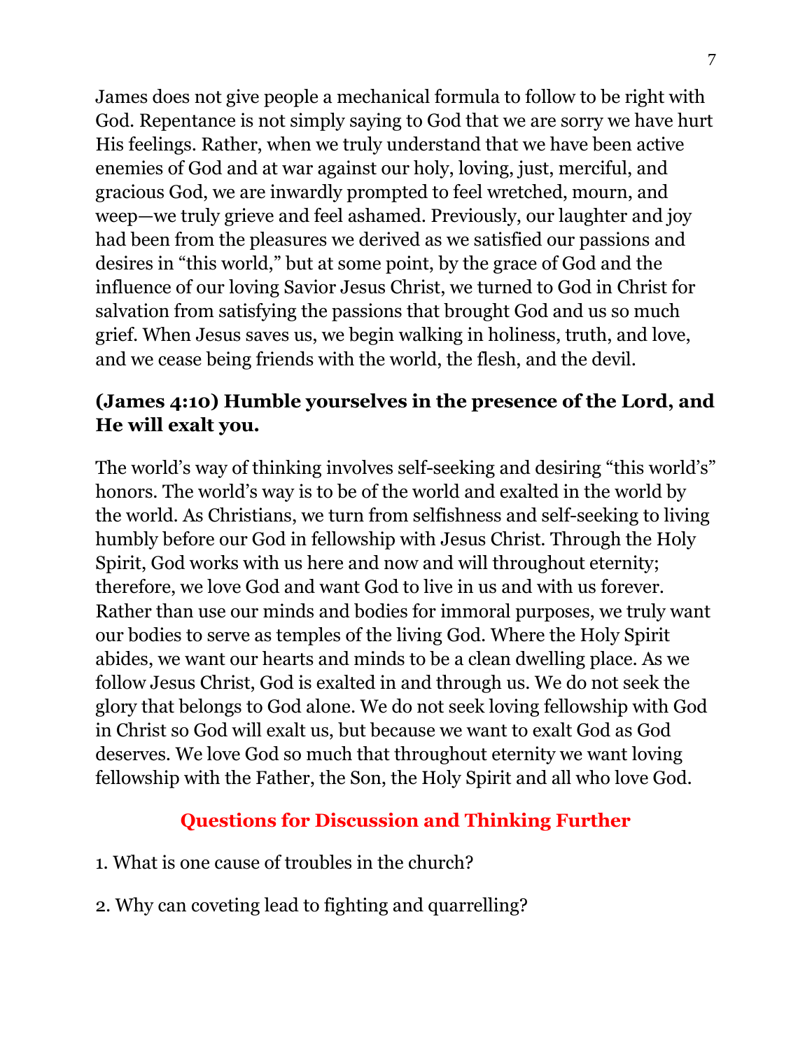James does not give people a mechanical formula to follow to be right with God. Repentance is not simply saying to God that we are sorry we have hurt His feelings. Rather, when we truly understand that we have been active enemies of God and at war against our holy, loving, just, merciful, and gracious God, we are inwardly prompted to feel wretched, mourn, and weep—we truly grieve and feel ashamed. Previously, our laughter and joy had been from the pleasures we derived as we satisfied our passions and desires in "this world," but at some point, by the grace of God and the influence of our loving Savior Jesus Christ, we turned to God in Christ for salvation from satisfying the passions that brought God and us so much grief. When Jesus saves us, we begin walking in holiness, truth, and love, and we cease being friends with the world, the flesh, and the devil.

**(James 4:10) Humble yourselves in the presence of the Lord, and He will exalt you.**

The world's way of thinking involves self-seeking and desiring "this world's" honors. The world's way is to be of the world and exalted in the world by the world. As Christians, we turn from selfishness and self-seeking to living humbly before our God in fellowship with Jesus Christ. Through the Holy Spirit, God works with us here and now and will throughout eternity; therefore, we love God and want God to live in us and with us forever. Rather than use our minds and bodies for immoral purposes, we truly want our bodies to serve as temples of the living God. Where the Holy Spirit abides, we want our hearts and minds to be a clean dwelling place. As we follow Jesus Christ, God is exalted in and through us. We do not seek the glory that belongs to God alone. We do not seek loving fellowship with God in Christ so God will exalt us, but because we want to exalt God as God deserves. We love God so much that throughout eternity we want loving fellowship with the Father, the Son, the Holy Spirit and all who love God.

## Questions for Discussion and Thinking Further

1. What is one cause of troubles in the church?

2. Why can coveting lead to fighting and quarrelling?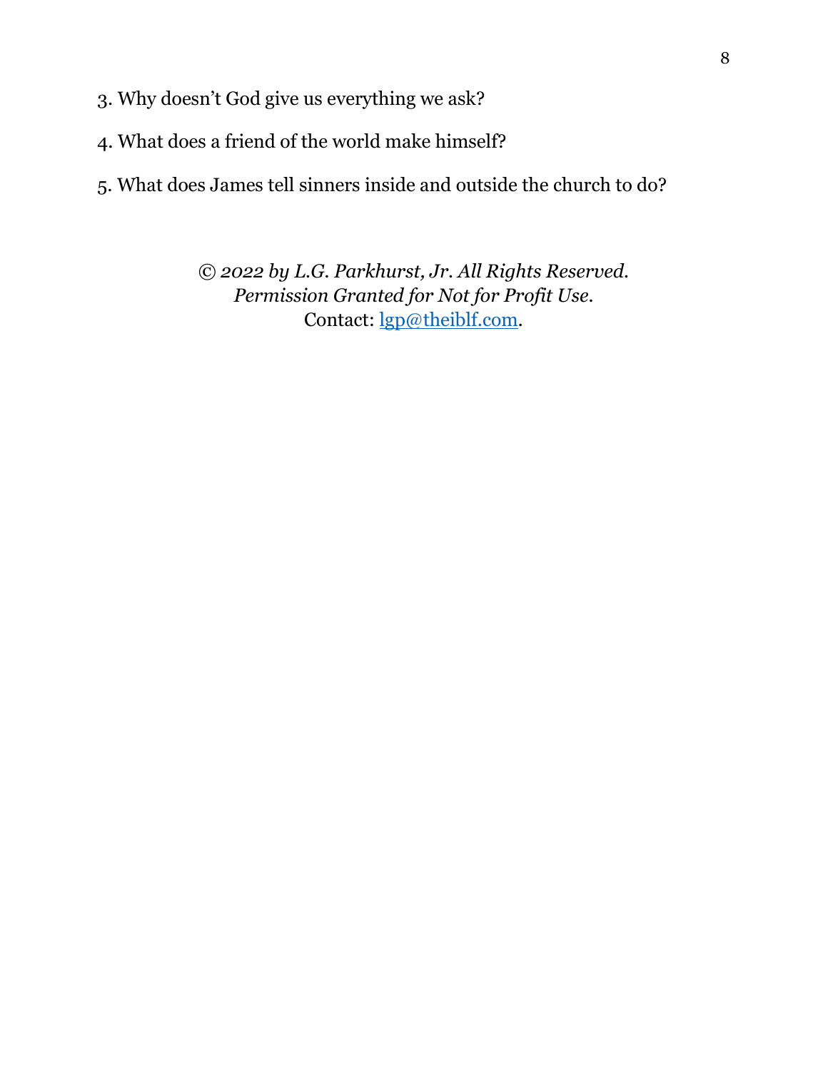3. Why doesn't God give us everything we ask?

4. What does a friend of the world make himself?

5. What does James tell sinners inside and outside the church to do?

*© 2022 by L.G. Parkhurst, Jr. All Rights Reserved.*
*Permission Granted for Not for Profit Use.*
Contact: lgp@theiblf.com.